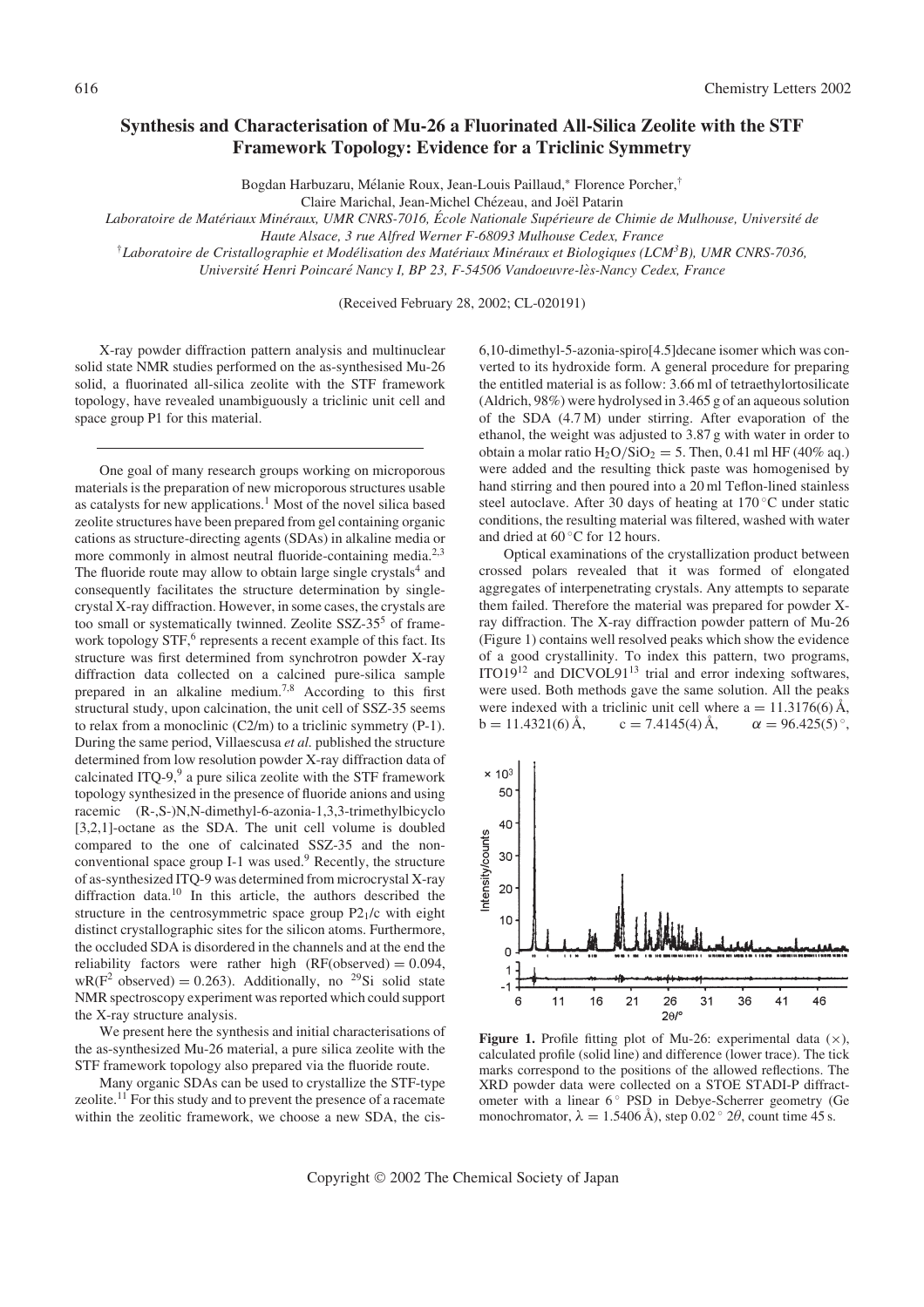# Synthesis and Characterisation of Mu-26 a Fluorinated All-Silica Zeolite with the STF Framework Topology: Evidence for a Triclinic Symmetry

Bogdan Harbuzaru, Mélanie Roux, Jean-Louis Paillaud,* Florence Porcher,[†]
Claire Marichal, Jean-Michel Chézeau, and Joël Patarin

*Laboratoire de Matériaux Minéraux, UMR CNRS-7016, École Nationale Supérieure de Chimie de Mulhouse, Université de Haute Alsace, 3 rue Alfred Werner F-68093 Mulhouse Cedex, France*

[†]*Laboratoire de Cristallographie et Modélisation des Matériaux Minéraux et Biologiques (LCM³B), UMR CNRS-7036, Université Henri Poincaré Nancy I, BP 23, F-54506 Vandoeuvre-lès-Nancy Cedex, France*

(Received February 28, 2002; CL-020191)

X-ray powder diffraction pattern analysis and multinuclear solid state NMR studies performed on the as-synthesised Mu-26 solid, a fluorinated all-silica zeolite with the STF framework topology, have revealed unambiguously a triclinic unit cell and space group P1 for this material.

---

One goal of many research groups working on microporous materials is the preparation of new microporous structures usable as catalysts for new applications.[1] Most of the novel silica based zeolite structures have been prepared from gel containing organic cations as structure-directing agents (SDAs) in alkaline media or more commonly in almost neutral fluoride-containing media.[2,3] The fluoride route may allow to obtain large single crystals[4] and consequently facilitates the structure determination by single-crystal X-ray diffraction. However, in some cases, the crystals are too small or systematically twinned. Zeolite SSZ-35[5] of framework topology STF,[6] represents a recent example of this fact. Its structure was first determined from synchrotron powder X-ray diffraction data collected on a calcined pure-silica sample prepared in an alkaline medium.[7,8] According to this first structural study, upon calcination, the unit cell of SSZ-35 seems to relax from a monoclinic (C2/m) to a triclinic symmetry (P-1). During the same period, Villaescusa *et al.* published the structure determined from low resolution powder X-ray diffraction data of calcinated ITQ-9,[9] a pure silica zeolite with the STF framework topology synthesized in the presence of fluoride anions and using racemic (R-,S-)N,N-dimethyl-6-azonia-1,3,3-trimethylbicyclo [3,2,1]-octane as the SDA. The unit cell volume is doubled compared to the one of calcinated SSZ-35 and the non-conventional space group I-1 was used.[9] Recently, the structure of as-synthesized ITQ-9 was determined from microcrystal X-ray diffraction data.[10] In this article, the authors described the structure in the centrosymmetric space group $P2_1/c$ with eight distinct crystallographic sites for the silicon atoms. Furthermore, the occluded SDA is disordered in the channels and at the end the reliability factors were rather high (RF(observed) = 0.094, wR($F^2$ observed) = 0.263). Additionally, no $^{29}$Si solid state NMR spectroscopy experiment was reported which could support the X-ray structure analysis.

We present here the synthesis and initial characterisations of the as-synthesized Mu-26 material, a pure silica zeolite with the STF framework topology also prepared via the fluoride route.

Many organic SDAs can be used to crystallize the STF-type zeolite.[11] For this study and to prevent the presence of a racemate within the zeolitic framework, we choose a new SDA, the cis-6,10-dimethyl-5-azonia-spiro[4.5]decane isomer which was converted to its hydroxide form. A general procedure for preparing the entitled material is as follow: 3.66 ml of tetraethylortosilicate (Aldrich, 98%) were hydrolysed in 3.465 g of an aqueous solution of the SDA (4.7 M) under stirring. After evaporation of the ethanol, the weight was adjusted to 3.87 g with water in order to obtain a molar ratio $H_2O/SiO_2 = 5$. Then, 0.41 ml HF (40% aq.) were added and the resulting thick paste was homogenised by hand stirring and then poured into a 20 ml Teflon-lined stainless steel autoclave. After 30 days of heating at 170 °C under static conditions, the resulting material was filtered, washed with water and dried at 60 °C for 12 hours.

Optical examinations of the crystallization product between crossed polars revealed that it was formed of elongated aggregates of interpenetrating crystals. Any attempts to separate them failed. Therefore the material was prepared for powder X-ray diffraction. The X-ray diffraction powder pattern of Mu-26 (Figure 1) contains well resolved peaks which show the evidence of a good crystallinity. To index this pattern, two programs, ITO19[12] and DICVOL91[13] trial and error indexing softwares, were used. Both methods gave the same solution. All the peaks were indexed with a triclinic unit cell where a = 11.3176(6) Å, b = 11.4321(6) Å, c = 7.4145(4) Å, $\alpha = 96.425(5)°$,

**Figure 1.** Profile fitting plot of Mu-26: experimental data (×), calculated profile (solid line) and difference (lower trace). The tick marks correspond to the positions of the allowed reflections. The XRD powder data were collected on a STOE STADI-P diffractometer with a linear 6° PSD in Debye-Scherrer geometry (Ge monochromator, $\lambda = 1.5406$ Å), step 0.02° 2θ, count time 45 s.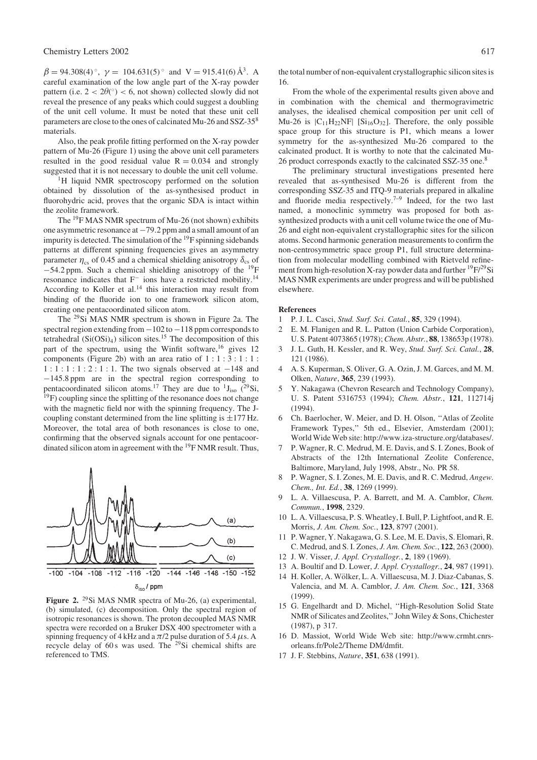$\beta = 94.308(4)^\circ$, $\gamma = 104.631(5)^\circ$ and $V = 915.41(6)$ Å$^3$. A careful examination of the low angle part of the X-ray powder pattern (i.e. $2 < 2\theta(^\circ) < 6$, not shown) collected slowly did not reveal the presence of any peaks which could suggest a doubling of the unit cell volume. It must be noted that these unit cell parameters are close to the ones of calcinated Mu-26 and SSZ-35[8] materials.

Also, the peak profile fitting performed on the X-ray powder pattern of Mu-26 (Figure 1) using the above unit cell parameters resulted in the good residual value $R = 0.034$ and strongly suggested that it is not necessary to double the unit cell volume.

$^1$H liquid NMR spectroscopy performed on the solution obtained by dissolution of the as-synthesised product in fluorohydric acid, proves that the organic SDA is intact within the zeolite framework.

The $^{19}$F MAS NMR spectrum of Mu-26 (not shown) exhibits one asymmetric resonance at −79.2 ppm and a small amount of an impurity is detected. The simulation of the $^{19}$F spinning sidebands patterns at different spinning frequencies gives an asymmetry parameter $\eta_{cs}$ of 0.45 and a chemical shielding anisotropy $\delta_{cs}$ of −54.2 ppm. Such a chemical shielding anisotropy of the $^{19}$F resonance indicates that $F^-$ ions have a restricted mobility.[14] According to Koller et al.[14] this interaction may result from binding of the fluoride ion to one framework silicon atom, creating one pentacoordinated silicon atom.

The $^{29}$Si MAS NMR spectrum is shown in Figure 2a. The spectral region extending from −102 to −118 ppm corresponds to tetrahedral ($Si(OSi)_4$) silicon sites.[15] The decomposition of this part of the spectrum, using the Winfit software,[16] gives 12 components (Figure 2b) with an area ratio of 1 : 1 : 3 : 1 : 1 : 1 : 1 : 1 : 1 : 2 : 1 : 1. The two signals observed at −148 and −145.8 ppm are in the spectral region corresponding to pentacoordinated silicon atoms.[17] They are due to $^1J_{iso}$ ($^{29}$Si, $^{19}$F) coupling since the splitting of the resonance does not change with the magnetic field nor with the spinning frequency. The J-coupling constant determined from the line splitting is ±177 Hz. Moreover, the total area of both resonances is close to one, confirming that the observed signals account for one pentacoordinated silicon atom in agreement with the $^{19}$F NMR result. Thus, the total number of non-equivalent crystallographic silicon sites is 16.

(a)
(b)
(c)
-100 -104 -108 -112 -116 -120 -144 -146 -148 -150 -152
$\delta_{iso}$ / ppm

**Figure 2.** $^{29}$Si MAS NMR spectra of Mu-26, (a) experimental, (b) simulated, (c) decomposition. Only the spectral region of isotropic resonances is shown. The proton decoupled MAS NMR spectra were recorded on a Bruker DSX 400 spectrometer with a spinning frequency of 4 kHz and a $\pi/2$ pulse duration of 5.4 $\mu$s. A recycle delay of 60 s was used. The $^{29}$Si chemical shifts are referenced to TMS.

From the whole of the experimental results given above and in combination with the chemical and thermogravimetric analyses, the idealised chemical composition per unit cell of Mu-26 is $|C_{11}H_{22}NF|$ $[Si_{16}O_{32}]$. Therefore, the only possible space group for this structure is P1, which means a lower symmetry for the as-synthesized Mu-26 compared to the calcinated product. It is worthy to note that the calcinated Mu-26 product corresponds exactly to the calcinated SSZ-35 one.[8]

The preliminary structural investigations presented here revealed that as-synthesised Mu-26 is different from the corresponding SSZ-35 and ITQ-9 materials prepared in alkaline and fluoride media respectively.[7–9] Indeed, for the two last named, a monoclinic symmetry was proposed for both as-synthesized products with a unit cell volume twice the one of Mu-26 and eight non-equivalent crystallographic sites for the silicon atoms. Second harmonic generation measurements to confirm the non-centrosymmetric space group P1, full structure determination from molecular modelling combined with Rietveld refinement from high-resolution X-ray powder data and further $^{19}$F/$^{29}$Si MAS NMR experiments are under progress and will be published elsewhere.

## References

1. P. J. L. Casci, *Stud. Surf. Sci. Catal.*, **85**, 329 (1994).
2. E. M. Flanigen and R. L. Patton (Union Carbide Corporation), U. S. Patent 4073865 (1978); *Chem. Abstr.*, **88**, 138653p (1978).
3. J. L. Guth, H. Kessler, and R. Wey, *Stud. Surf. Sci. Catal.*, **28**, 121 (1986).
4. A. S. Kuperman, S. Oliver, G. A. Ozin, J. M. Garces, and M. M. Olken, *Nature*, **365**, 239 (1993).
5. Y. Nakagawa (Chevron Research and Technology Company), U. S. Patent 5316753 (1994); *Chem. Abstr.*, **121**, 112714j (1994).
6. Ch. Baerlocher, W. Meier, and D. H. Olson, "Atlas of Zeolite Framework Types," 5th ed., Elsevier, Amsterdam (2001); World Wide Web site: http://www.iza-structure.org/databases/.
7. P. Wagner, R. C. Medrud, M. E. Davis, and S. I. Zones, Book of Abstracts of the 12th International Zeolite Conference, Baltimore, Maryland, July 1998, Abstr., No. PR 58.
8. P. Wagner, S. I. Zones, M. E. Davis, and R. C. Medrud, *Angew. Chem., Int. Ed.*, **38**, 1269 (1999).
9. L. A. Villaescusa, P. A. Barrett, and M. A. Camblor, *Chem. Commun.*, **1998**, 2329.
10. L. A. Villaescusa, P. S. Wheatley, I. Bull, P. Lightfoot, and R. E. Morris, *J. Am. Chem. Soc.*, **123**, 8797 (2001).
11. P. Wagner, Y. Nakagawa, G. S. Lee, M. E. Davis, S. Elomari, R. C. Medrud, and S. I. Zones, *J. Am. Chem. Soc.*, **122**, 263 (2000).
12. J. W. Visser, *J. Appl. Crystallogr.*, **2**, 189 (1969).
13. A. Boultif and D. Lower, *J. Appl. Crystallogr.*, **24**, 987 (1991).
14. H. Koller, A. Wölker, L. A. Villaescusa, M. J. Diaz-Cabanas, S. Valencia, and M. A. Camblor, *J. Am. Chem. Soc.*, **121**, 3368 (1999).
15. G. Engelhardt and D. Michel, "High-Resolution Solid State NMR of Silicates and Zeolites," John Wiley & Sons, Chichester (1987), p 317.
16. D. Massiot, World Wide Web site: http://www.crmht.cnrs-orleans.fr/Pole2/Theme DM/dmfit.
17. J. F. Stebbins, *Nature*, **351**, 638 (1991).